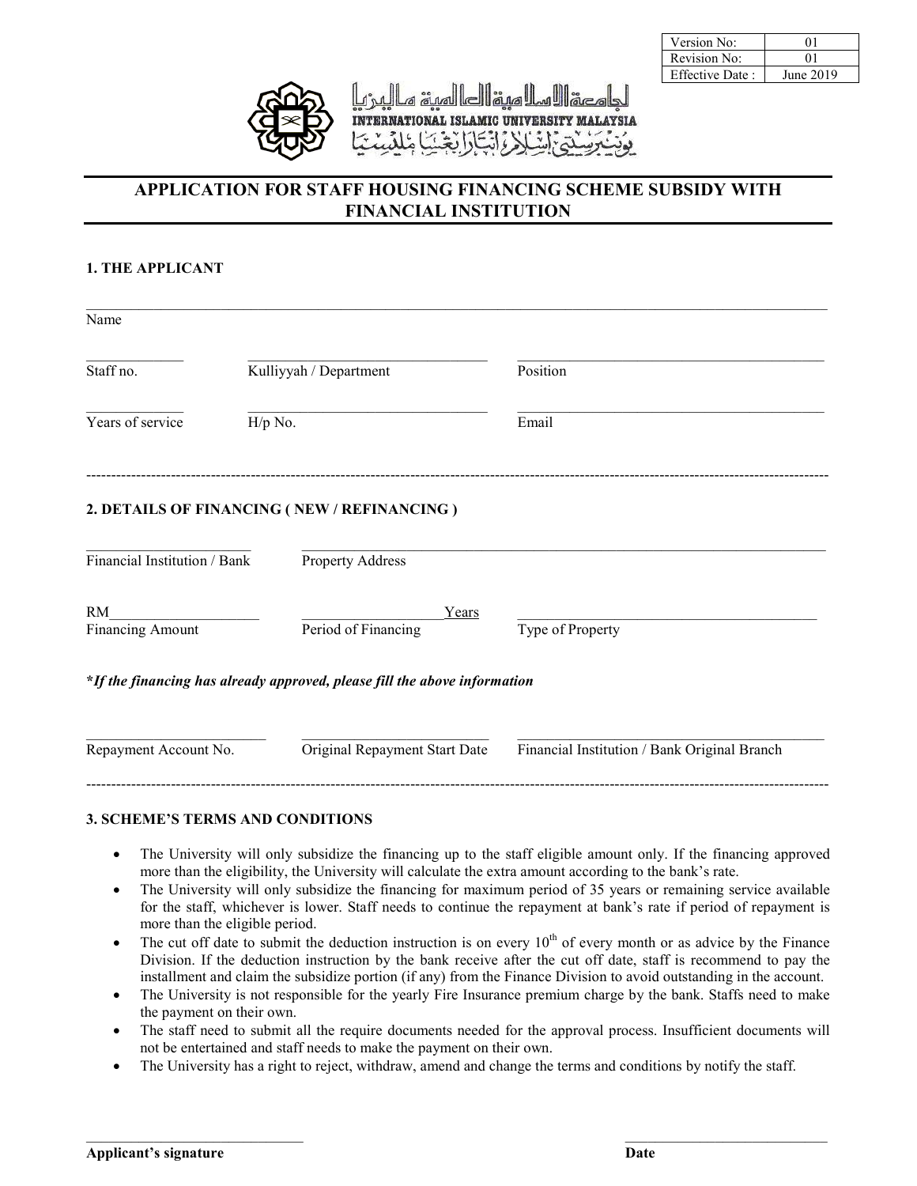| Version No: | 01 |
| --- | --- |
| Revision No: | 01 |
| Effective Date : | June 2019 |

INTERNATIONAL ISLAMIC UNIVERSITY MALAYSIA

# APPLICATION FOR STAFF HOUSING FINANCING SCHEME SUBSIDY WITH FINANCIAL INSTITUTION

## 1. THE APPLICANT

______________________________________________

Name

______________ ______________________________ ______________________________

Staff no. | Kulliyyah / Department | Position

______________ ______________________________ ______________________________

Years of service | H/p No. | Email

---

## 2. DETAILS OF FINANCING ( NEW / REFINANCING )

______________________ ______________________________________________

Financial Institution / Bank | Property Address

RM____________________ ____________________Years ______________________________

Financing Amount | Period of Financing | Type of Property

***If the financing has already approved, please fill the above information***

______________________ ______________________ ______________________________

Repayment Account No. | Original Repayment Start Date | Financial Institution / Bank Original Branch

---

## 3. SCHEME'S TERMS AND CONDITIONS

- The University will only subsidize the financing up to the staff eligible amount only. If the financing approved more than the eligibility, the University will calculate the extra amount according to the bank's rate.
- The University will only subsidize the financing for maximum period of 35 years or remaining service available for the staff, whichever is lower. Staff needs to continue the repayment at bank's rate if period of repayment is more than the eligible period.
- The cut off date to submit the deduction instruction is on every 10th of every month or as advice by the Finance Division. If the deduction instruction by the bank receive after the cut off date, staff is recommend to pay the installment and claim the subsidize portion (if any) from the Finance Division to avoid outstanding in the account.
- The University is not responsible for the yearly Fire Insurance premium charge by the bank. Staffs need to make the payment on their own.
- The staff need to submit all the require documents needed for the approval process. Insufficient documents will not be entertained and staff needs to make the payment on their own.
- The University has a right to reject, withdraw, amend and change the terms and conditions by notify the staff.

______________________________ ______________________________

**Applicant's signature** **Date**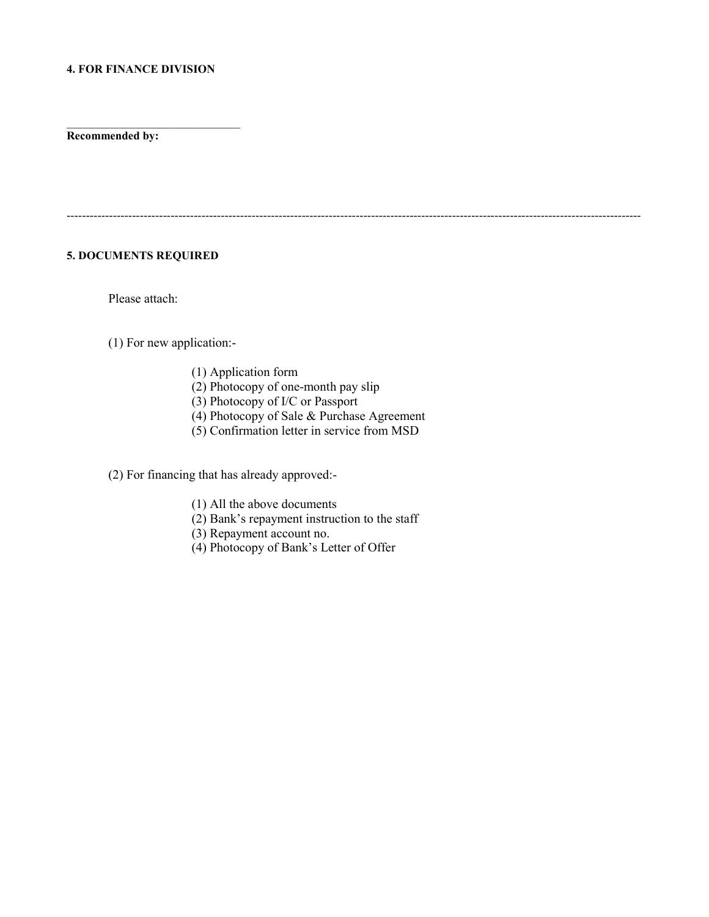**4. FOR FINANCE DIVISION**

\_\_\_\_\_\_\_\_\_\_\_\_\_\_\_\_\_\_\_\_\_\_\_\_\_\_\_\_\_\_

**Recommended by:**

---

**5. DOCUMENTS REQUIRED**

Please attach:

(1) For new application:-

(1) Application form
(2) Photocopy of one-month pay slip
(3) Photocopy of I/C or Passport
(4) Photocopy of Sale & Purchase Agreement
(5) Confirmation letter in service from MSD

(2) For financing that has already approved:-

(1) All the above documents
(2) Bank's repayment instruction to the staff
(3) Repayment account no.
(4) Photocopy of Bank's Letter of Offer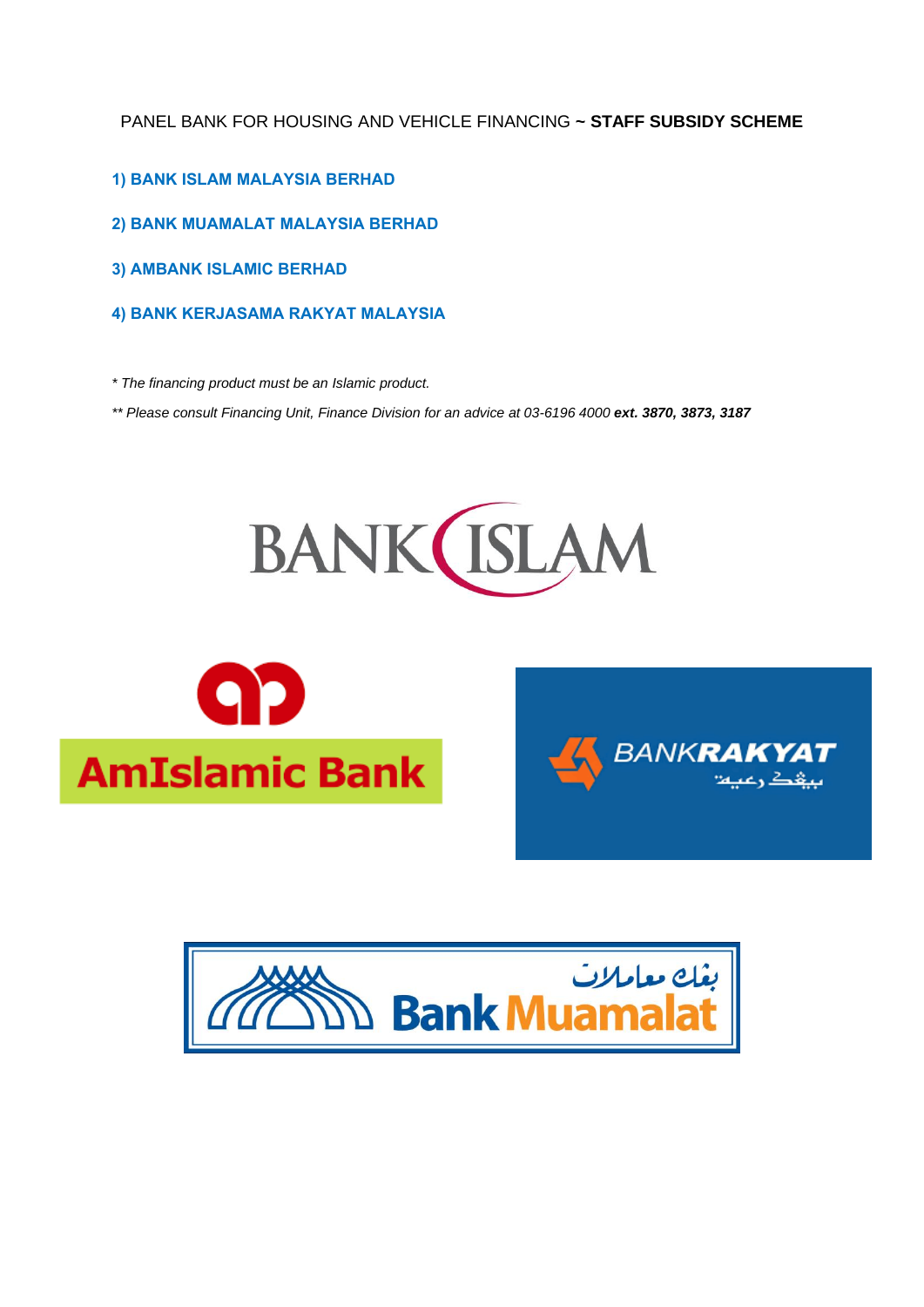PANEL BANK FOR HOUSING AND VEHICLE FINANCING ~ **STAFF SUBSIDY SCHEME**

**1) BANK ISLAM MALAYSIA BERHAD**

**2) BANK MUAMALAT MALAYSIA BERHAD**

**3) AMBANK ISLAMIC BERHAD**

**4) BANK KERJASAMA RAKYAT MALAYSIA**

* *The financing product must be an Islamic product.*

** *Please consult Financing Unit, Finance Division for an advice at 03-6196 4000* ***ext. 3870, 3873, 3187***